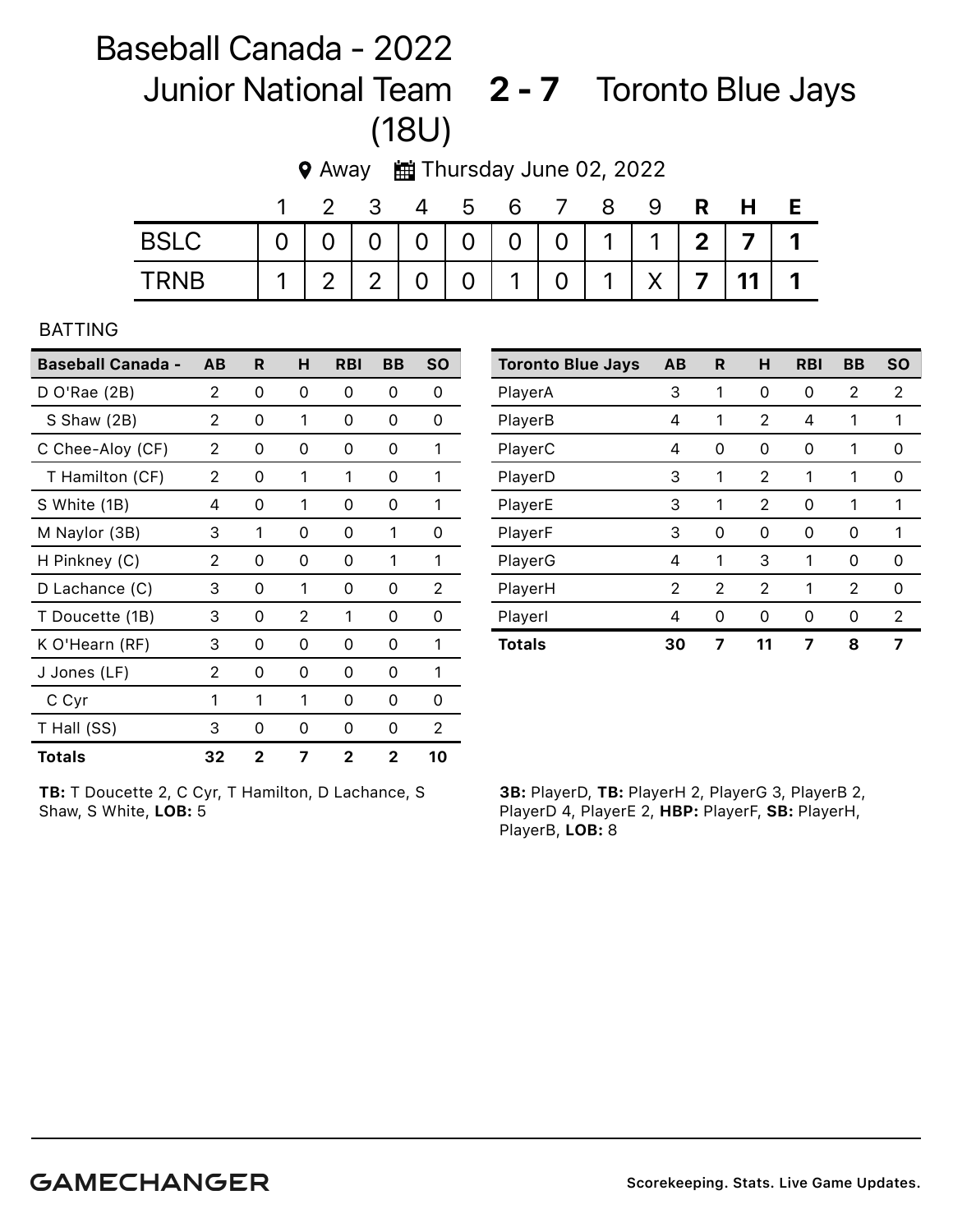# Baseball Canada - 2022 Junior National Team (18U) **2 - 7** Toronto Blue Jays

Away | Thursday June 02, 2022

| | 1 | 2 | 3 | 4 | 5 | 6 | 7 | 8 | 9 | R | H | E |
|---|---|---|---|---|---|---|---|---|---|---|---|---|
| BSLC | 0 | 0 | 0 | 0 | 0 | 0 | 0 | 1 | 1 | **2** | **7** | **1** |
| TRNB | 1 | 2 | 2 | 0 | 0 | 1 | 0 | 1 | X | **7** | **11** | **1** |

BATTING

| Baseball Canada - | AB | R | H | RBI | BB | SO |
|---|---|---|---|---|---|---|
| D O'Rae (2B) | 2 | 0 | 0 | 0 | 0 | 0 |
| S Shaw (2B) | 2 | 0 | 1 | 0 | 0 | 0 |
| C Chee-Aloy (CF) | 2 | 0 | 0 | 0 | 0 | 1 |
| T Hamilton (CF) | 2 | 0 | 1 | 1 | 0 | 1 |
| S White (1B) | 4 | 0 | 1 | 0 | 0 | 1 |
| M Naylor (3B) | 3 | 1 | 0 | 0 | 1 | 0 |
| H Pinkney (C) | 2 | 0 | 0 | 0 | 1 | 1 |
| D Lachance (C) | 3 | 0 | 1 | 0 | 0 | 2 |
| T Doucette (1B) | 3 | 0 | 2 | 1 | 0 | 0 |
| K O'Hearn (RF) | 3 | 0 | 0 | 0 | 0 | 1 |
| J Jones (LF) | 2 | 0 | 0 | 0 | 0 | 1 |
| C Cyr | 1 | 1 | 1 | 0 | 0 | 0 |
| T Hall (SS) | 3 | 0 | 0 | 0 | 0 | 2 |
| **Totals** | **32** | **2** | **7** | **2** | **2** | **10** |

**TB:** T Doucette 2, C Cyr, T Hamilton, D Lachance, S Shaw, S White, **LOB:** 5

| Toronto Blue Jays | AB | R | H | RBI | BB | SO |
|---|---|---|---|---|---|---|
| PlayerA | 3 | 1 | 0 | 0 | 2 | 2 |
| PlayerB | 4 | 1 | 2 | 4 | 1 | 1 |
| PlayerC | 4 | 0 | 0 | 0 | 1 | 0 |
| PlayerD | 3 | 1 | 2 | 1 | 1 | 0 |
| PlayerE | 3 | 1 | 2 | 0 | 1 | 1 |
| PlayerF | 3 | 0 | 0 | 0 | 0 | 1 |
| PlayerG | 4 | 1 | 3 | 1 | 0 | 0 |
| PlayerH | 2 | 2 | 2 | 1 | 2 | 0 |
| PlayerI | 4 | 0 | 0 | 0 | 0 | 2 |
| **Totals** | **30** | **7** | **11** | **7** | **8** | **7** |

**3B:** PlayerD, **TB:** PlayerH 2, PlayerG 3, PlayerB 2, PlayerD 4, PlayerE 2, **HBP:** PlayerF, **SB:** PlayerH, PlayerB, **LOB:** 8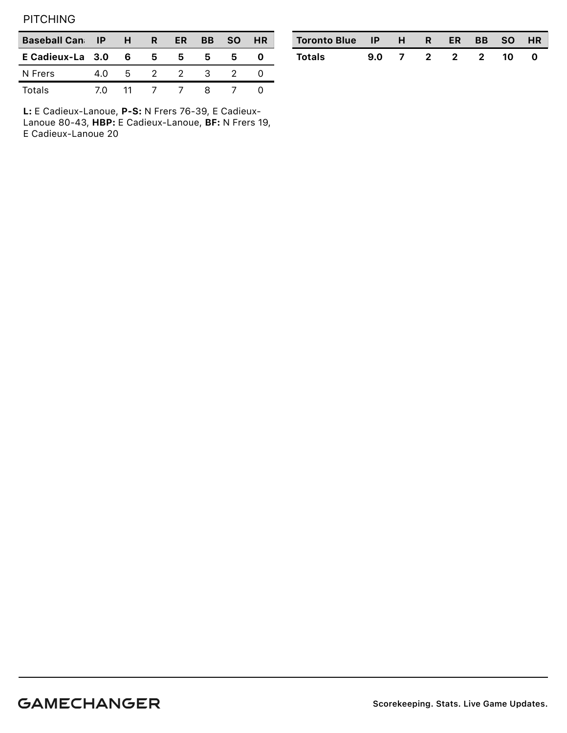PITCHING

| Baseball Can | IP | H | R | ER | BB | SO | HR |
|---|---|---|---|---|---|---|---|
| **E Cadieux-La** | **3.0** | **6** | **5** | **5** | **5** | **5** | **0** |
| N Frers | 4.0 | 5 | 2 | 2 | 3 | 2 | 0 |
| Totals | 7.0 | 11 | 7 | 7 | 8 | 7 | 0 |

**L:** E Cadieux-Lanoue, **P-S:** N Frers 76-39, E Cadieux-Lanoue 80-43, **HBP:** E Cadieux-Lanoue, **BF:** N Frers 19, E Cadieux-Lanoue 20

| Toronto Blue | IP | H | R | ER | BB | SO | HR |
|---|---|---|---|---|---|---|---|
| **Totals** | **9.0** | **7** | **2** | **2** | **2** | **10** | **0** |